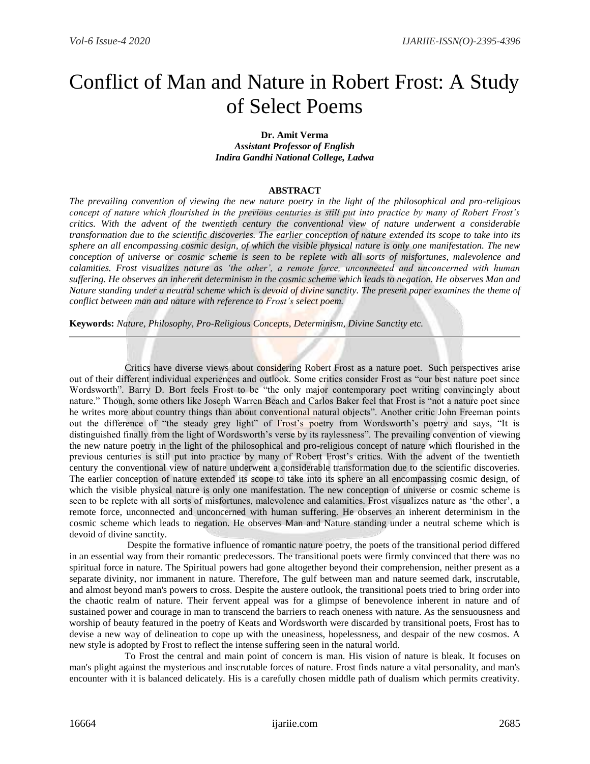# Conflict of Man and Nature in Robert Frost: A Study of Select Poems

**Dr. Amit Verma**
*Assistant Professor of English*
*Indira Gandhi National College, Ladwa*

## ABSTRACT

*The prevailing convention of viewing the new nature poetry in the light of the philosophical and pro-religious concept of nature which flourished in the previous centuries is still put into practice by many of Robert Frost's critics. With the advent of the twentieth century the conventional view of nature underwent a considerable transformation due to the scientific discoveries. The earlier conception of nature extended its scope to take into its sphere an all encompassing cosmic design, of which the visible physical nature is only one manifestation. The new conception of universe or cosmic scheme is seen to be replete with all sorts of misfortunes, malevolence and calamities. Frost visualizes nature as 'the other', a remote force, unconnected and unconcerned with human suffering. He observes an inherent determinism in the cosmic scheme which leads to negation. He observes Man and Nature standing under a neutral scheme which is devoid of divine sanctity. The present paper examines the theme of conflict between man and nature with reference to Frost's select poem.*

**Keywords:** *Nature, Philosophy, Pro-Religious Concepts, Determinism, Divine Sanctity etc.*

---

Critics have diverse views about considering Robert Frost as a nature poet. Such perspectives arise out of their different individual experiences and outlook. Some critics consider Frost as "our best nature poet since Wordsworth". Barry D. Bort feels Frost to be "the only major contemporary poet writing convincingly about nature." Though, some others like Joseph Warren Beach and Carlos Baker feel that Frost is "not a nature poet since he writes more about country things than about conventional natural objects". Another critic John Freeman points out the difference of "the steady grey light" of Frost's poetry from Wordsworth's poetry and says, "It is distinguished finally from the light of Wordsworth's verse by its raylessness". The prevailing convention of viewing the new nature poetry in the light of the philosophical and pro-religious concept of nature which flourished in the previous centuries is still put into practice by many of Robert Frost's critics. With the advent of the twentieth century the conventional view of nature underwent a considerable transformation due to the scientific discoveries. The earlier conception of nature extended its scope to take into its sphere an all encompassing cosmic design, of which the visible physical nature is only one manifestation. The new conception of universe or cosmic scheme is seen to be replete with all sorts of misfortunes, malevolence and calamities. Frost visualizes nature as 'the other', a remote force, unconnected and unconcerned with human suffering. He observes an inherent determinism in the cosmic scheme which leads to negation. He observes Man and Nature standing under a neutral scheme which is devoid of divine sanctity.

Despite the formative influence of romantic nature poetry, the poets of the transitional period differed in an essential way from their romantic predecessors. The transitional poets were firmly convinced that there was no spiritual force in nature. The Spiritual powers had gone altogether beyond their comprehension, neither present as a separate divinity, nor immanent in nature. Therefore, The gulf between man and nature seemed dark, inscrutable, and almost beyond man's powers to cross. Despite the austere outlook, the transitional poets tried to bring order into the chaotic realm of nature. Their fervent appeal was for a glimpse of benevolence inherent in nature and of sustained power and courage in man to transcend the barriers to reach oneness with nature. As the sensuousness and worship of beauty featured in the poetry of Keats and Wordsworth were discarded by transitional poets, Frost has to devise a new way of delineation to cope up with the uneasiness, hopelessness, and despair of the new cosmos. A new style is adopted by Frost to reflect the intense suffering seen in the natural world.

To Frost the central and main point of concern is man. His vision of nature is bleak. It focuses on man's plight against the mysterious and inscrutable forces of nature. Frost finds nature a vital personality, and man's encounter with it is balanced delicately. His is a carefully chosen middle path of dualism which permits creativity.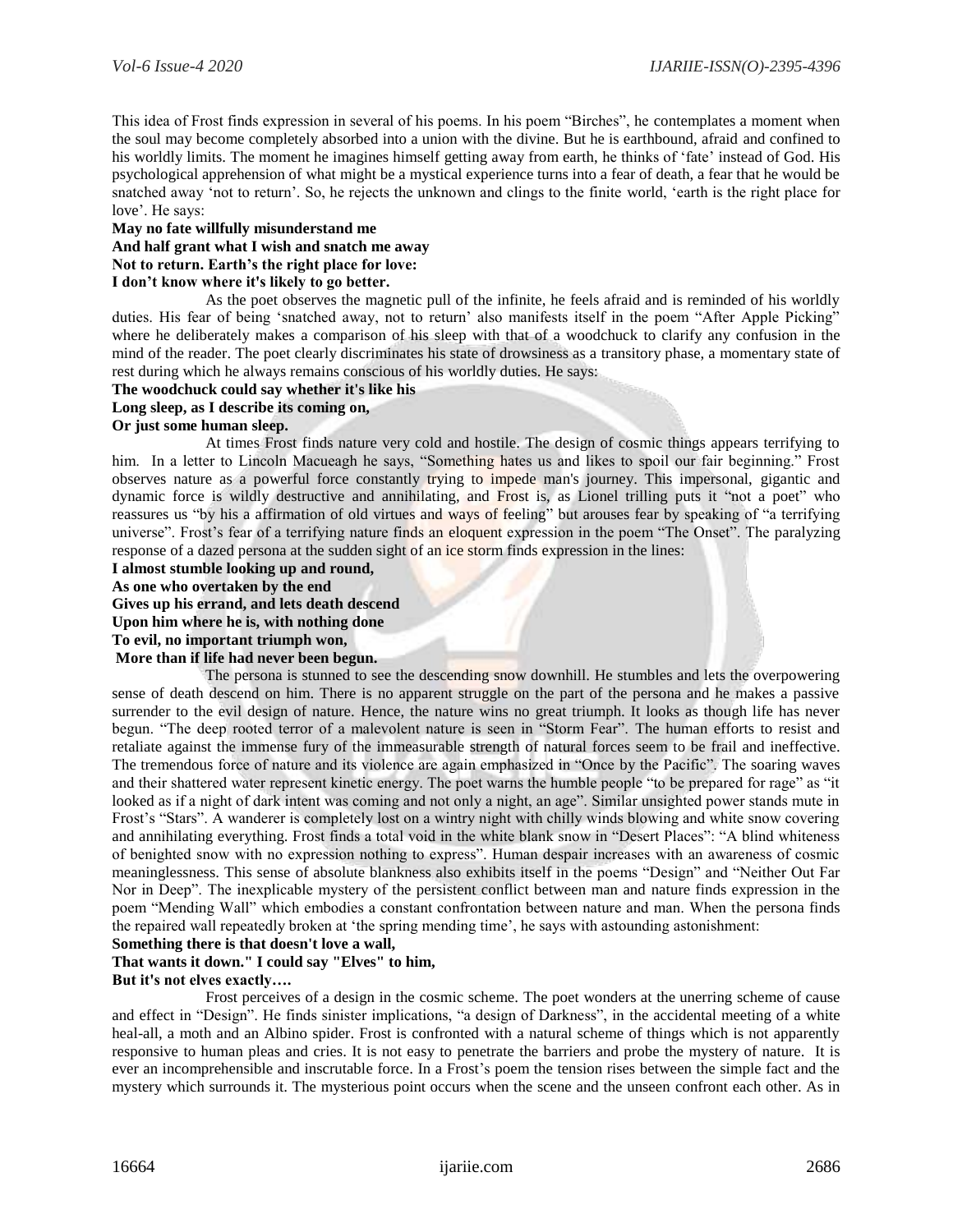This idea of Frost finds expression in several of his poems. In his poem "Birches", he contemplates a moment when the soul may become completely absorbed into a union with the divine. But he is earthbound, afraid and confined to his worldly limits. The moment he imagines himself getting away from earth, he thinks of 'fate' instead of God. His psychological apprehension of what might be a mystical experience turns into a fear of death, a fear that he would be snatched away 'not to return'. So, he rejects the unknown and clings to the finite world, 'earth is the right place for love'. He says:

**May no fate willfully misunderstand me**
**And half grant what I wish and snatch me away**
**Not to return. Earth's the right place for love:**
**I don't know where it's likely to go better.**

As the poet observes the magnetic pull of the infinite, he feels afraid and is reminded of his worldly duties. His fear of being 'snatched away, not to return' also manifests itself in the poem "After Apple Picking" where he deliberately makes a comparison of his sleep with that of a woodchuck to clarify any confusion in the mind of the reader. The poet clearly discriminates his state of drowsiness as a transitory phase, a momentary state of rest during which he always remains conscious of his worldly duties. He says:

**The woodchuck could say whether it's like his**
**Long sleep, as I describe its coming on,**
**Or just some human sleep.**

At times Frost finds nature very cold and hostile. The design of cosmic things appears terrifying to him. In a letter to Lincoln Macueagh he says, "Something hates us and likes to spoil our fair beginning." Frost observes nature as a powerful force constantly trying to impede man's journey. This impersonal, gigantic and dynamic force is wildly destructive and annihilating, and Frost is, as Lionel trilling puts it "not a poet" who reassures us "by his a affirmation of old virtues and ways of feeling" but arouses fear by speaking of "a terrifying universe". Frost's fear of a terrifying nature finds an eloquent expression in the poem "The Onset". The paralyzing response of a dazed persona at the sudden sight of an ice storm finds expression in the lines:

**I almost stumble looking up and round,**
**As one who overtaken by the end**
**Gives up his errand, and lets death descend**
**Upon him where he is, with nothing done**
**To evil, no important triumph won,**
**More than if life had never been begun.**

The persona is stunned to see the descending snow downhill. He stumbles and lets the overpowering sense of death descend on him. There is no apparent struggle on the part of the persona and he makes a passive surrender to the evil design of nature. Hence, the nature wins no great triumph. It looks as though life has never begun. "The deep rooted terror of a malevolent nature is seen in "Storm Fear". The human efforts to resist and retaliate against the immense fury of the immeasurable strength of natural forces seem to be frail and ineffective. The tremendous force of nature and its violence are again emphasized in "Once by the Pacific". The soaring waves and their shattered water represent kinetic energy. The poet warns the humble people "to be prepared for rage" as "it looked as if a night of dark intent was coming and not only a night, an age". Similar unsighted power stands mute in Frost's "Stars". A wanderer is completely lost on a wintry night with chilly winds blowing and white snow covering and annihilating everything. Frost finds a total void in the white blank snow in "Desert Places": "A blind whiteness of benighted snow with no expression nothing to express". Human despair increases with an awareness of cosmic meaninglessness. This sense of absolute blankness also exhibits itself in the poems "Design" and "Neither Out Far Nor in Deep". The inexplicable mystery of the persistent conflict between man and nature finds expression in the poem "Mending Wall" which embodies a constant confrontation between nature and man. When the persona finds the repaired wall repeatedly broken at 'the spring mending time', he says with astounding astonishment:

**Something there is that doesn't love a wall,**
**That wants it down." I could say "Elves" to him,**
**But it's not elves exactly….**

Frost perceives of a design in the cosmic scheme. The poet wonders at the unerring scheme of cause and effect in "Design". He finds sinister implications, "a design of Darkness", in the accidental meeting of a white heal-all, a moth and an Albino spider. Frost is confronted with a natural scheme of things which is not apparently responsive to human pleas and cries. It is not easy to penetrate the barriers and probe the mystery of nature. It is ever an incomprehensible and inscrutable force. In a Frost's poem the tension rises between the simple fact and the mystery which surrounds it. The mysterious point occurs when the scene and the unseen confront each other. As in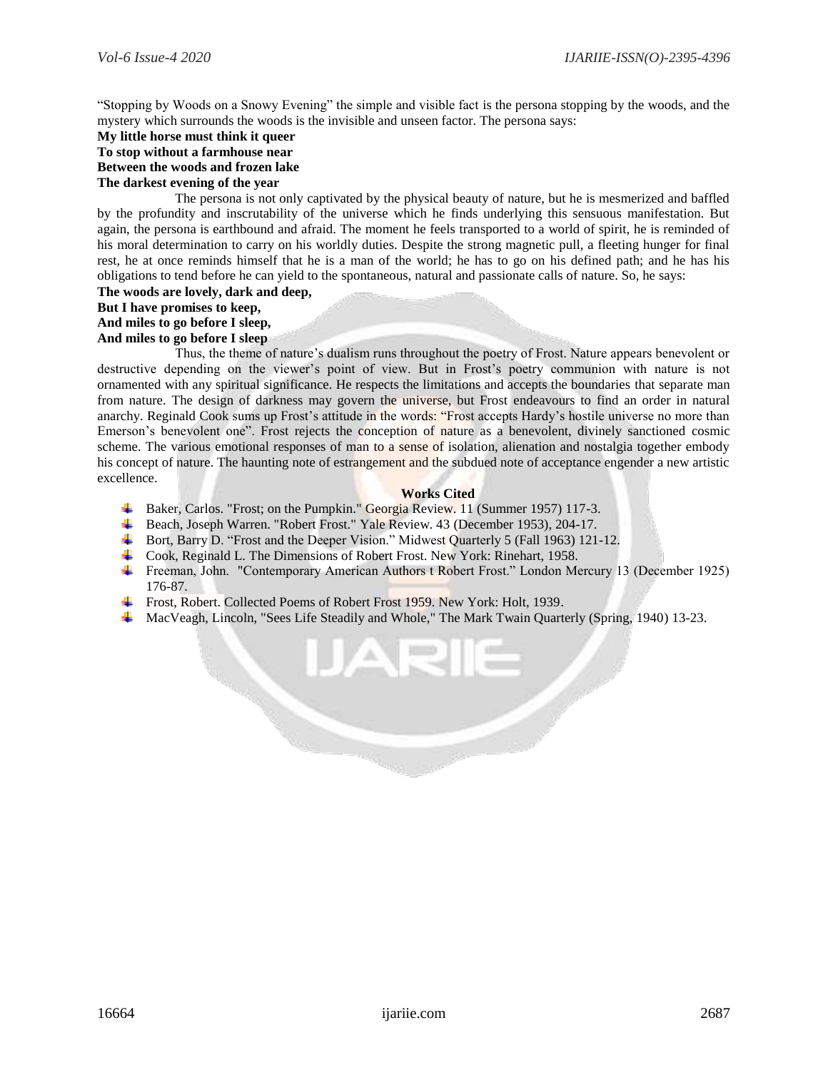"Stopping by Woods on a Snowy Evening" the simple and visible fact is the persona stopping by the woods, and the mystery which surrounds the woods is the invisible and unseen factor. The persona says:

**My little horse must think it queer**
**To stop without a farmhouse near**
**Between the woods and frozen lake**
**The darkest evening of the year**

The persona is not only captivated by the physical beauty of nature, but he is mesmerized and baffled by the profundity and inscrutability of the universe which he finds underlying this sensuous manifestation. But again, the persona is earthbound and afraid. The moment he feels transported to a world of spirit, he is reminded of his moral determination to carry on his worldly duties. Despite the strong magnetic pull, a fleeting hunger for final rest, he at once reminds himself that he is a man of the world; he has to go on his defined path; and he has his obligations to tend before he can yield to the spontaneous, natural and passionate calls of nature. So, he says:

**The woods are lovely, dark and deep,**
**But I have promises to keep,**
**And miles to go before I sleep,**
**And miles to go before I sleep**

Thus, the theme of nature's dualism runs throughout the poetry of Frost. Nature appears benevolent or destructive depending on the viewer's point of view. But in Frost's poetry communion with nature is not ornamented with any spiritual significance. He respects the limitations and accepts the boundaries that separate man from nature. The design of darkness may govern the universe, but Frost endeavours to find an order in natural anarchy. Reginald Cook sums up Frost's attitude in the words: "Frost accepts Hardy's hostile universe no more than Emerson's benevolent one". Frost rejects the conception of nature as a benevolent, divinely sanctioned cosmic scheme. The various emotional responses of man to a sense of isolation, alienation and nostalgia together embody his concept of nature. The haunting note of estrangement and the subdued note of acceptance engender a new artistic excellence.

**Works Cited**

- Baker, Carlos. "Frost; on the Pumpkin." Georgia Review. 11 (Summer 1957) 117-3.
- Beach, Joseph Warren. "Robert Frost." Yale Review. 43 (December 1953), 204-17.
- Bort, Barry D. "Frost and the Deeper Vision." Midwest Quarterly 5 (Fall 1963) 121-12.
- Cook, Reginald L. The Dimensions of Robert Frost. New York: Rinehart, 1958.
- Freeman, John. "Contemporary American Authors t Robert Frost." London Mercury 13 (December 1925) 176-87.
- Frost, Robert. Collected Poems of Robert Frost 1959. New York: Holt, 1939.
- MacVeagh, Lincoln, "Sees Life Steadily and Whole," The Mark Twain Quarterly (Spring, 1940) 13-23.